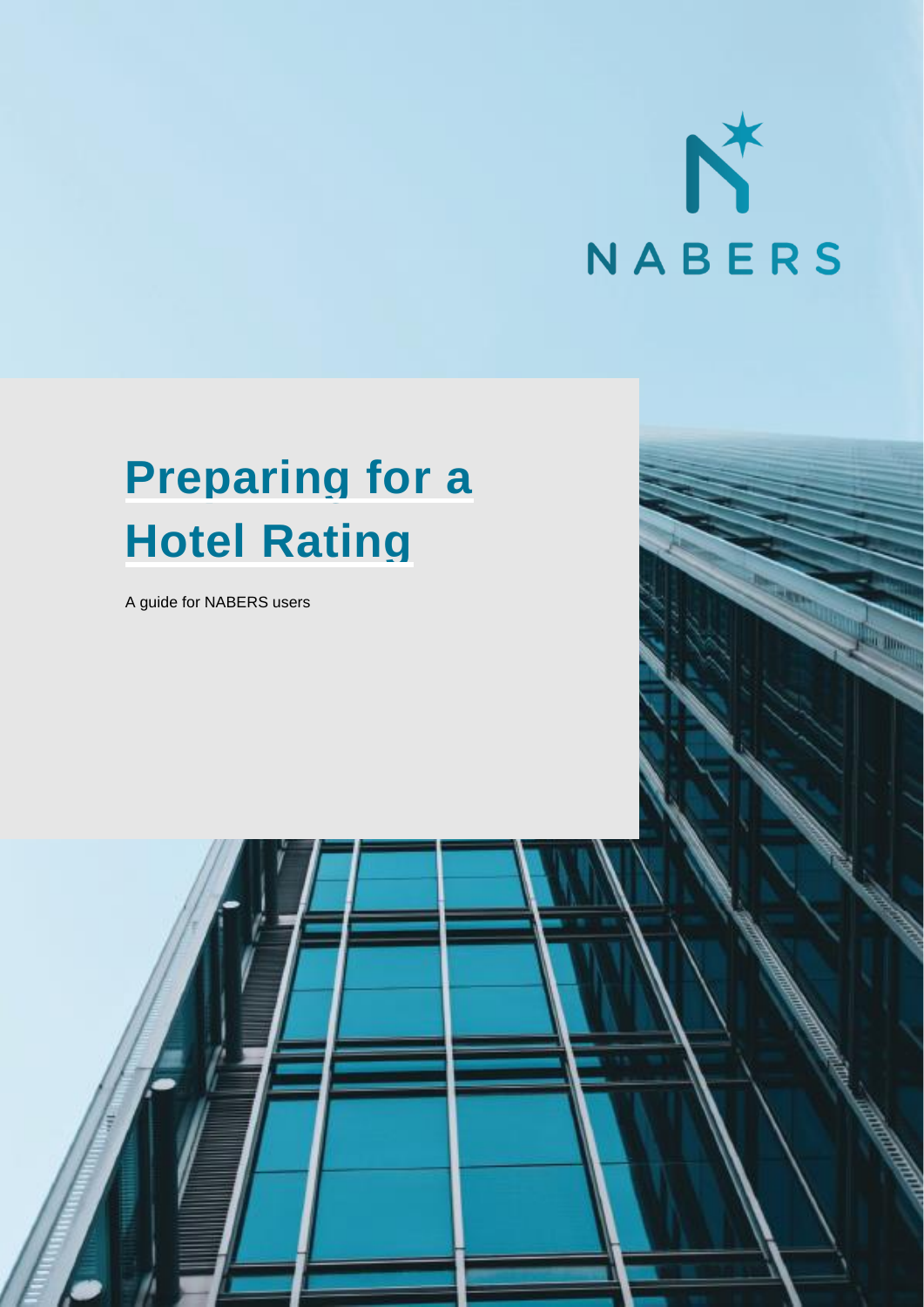NABERS

# Preparing for a Hotel Rating

A guide for NABERS users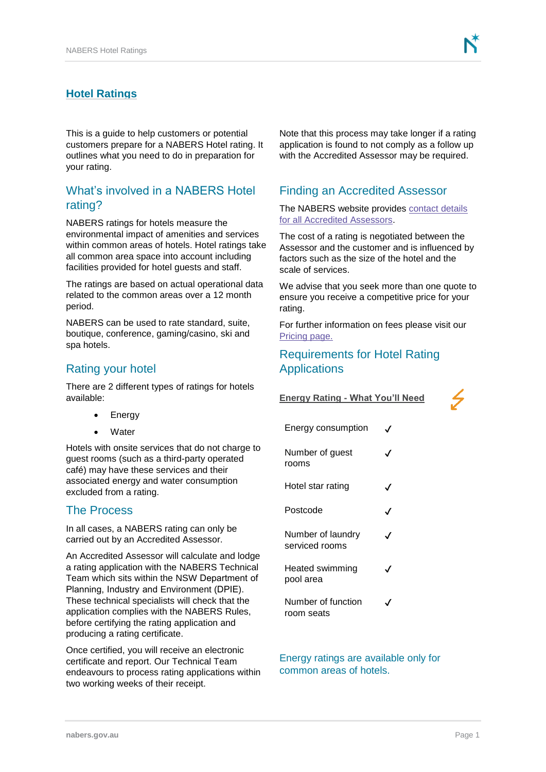## Hotel Ratings

This is a guide to help customers or potential customers prepare for a NABERS Hotel rating. It outlines what you need to do in preparation for your rating.

### What's involved in a NABERS Hotel rating?

NABERS ratings for hotels measure the environmental impact of amenities and services within common areas of hotels. Hotel ratings take all common area space into account including facilities provided for hotel guests and staff.

The ratings are based on actual operational data related to the common areas over a 12 month period.

NABERS can be used to rate standard, suite, boutique, conference, gaming/casino, ski and spa hotels.

### Rating your hotel

There are 2 different types of ratings for hotels available:

- Energy
- Water

Hotels with onsite services that do not charge to guest rooms (such as a third-party operated café) may have these services and their associated energy and water consumption excluded from a rating.

### The Process

In all cases, a NABERS rating can only be carried out by an Accredited Assessor.

An Accredited Assessor will calculate and lodge a rating application with the NABERS Technical Team which sits within the NSW Department of Planning, Industry and Environment (DPIE). These technical specialists will check that the application complies with the NABERS Rules, before certifying the rating application and producing a rating certificate.

Once certified, you will receive an electronic certificate and report. Our Technical Team endeavours to process rating applications within two working weeks of their receipt.

Note that this process may take longer if a rating application is found to not comply as a follow up with the Accredited Assessor may be required.

### Finding an Accredited Assessor

The NABERS website provides contact details for all Accredited Assessors.

The cost of a rating is negotiated between the Assessor and the customer and is influenced by factors such as the size of the hotel and the scale of services.

We advise that you seek more than one quote to ensure you receive a competitive price for your rating.

For further information on fees please visit our Pricing page.

### Requirements for Hotel Rating Applications

**Energy Rating - What You'll Need**

| Item | Required |
| --- | --- |
| Energy consumption | ✓ |
| Number of guest rooms | ✓ |
| Hotel star rating | ✓ |
| Postcode | ✓ |
| Number of laundry serviced rooms | ✓ |
| Heated swimming pool area | ✓ |
| Number of function room seats | ✓ |

Energy ratings are available only for common areas of hotels.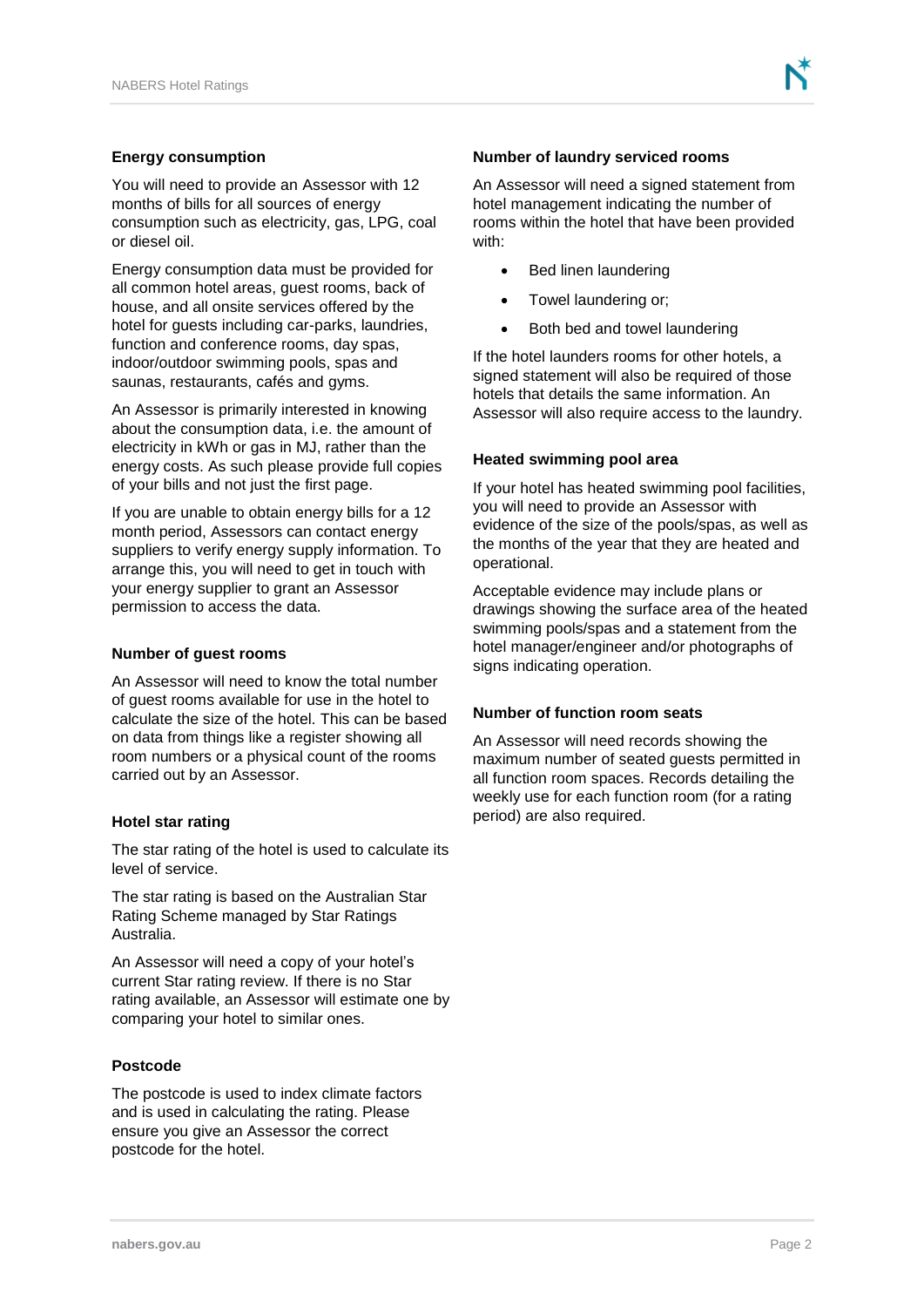### Energy consumption

You will need to provide an Assessor with 12 months of bills for all sources of energy consumption such as electricity, gas, LPG, coal or diesel oil.

Energy consumption data must be provided for all common hotel areas, guest rooms, back of house, and all onsite services offered by the hotel for guests including car-parks, laundries, function and conference rooms, day spas, indoor/outdoor swimming pools, spas and saunas, restaurants, cafés and gyms.

An Assessor is primarily interested in knowing about the consumption data, i.e. the amount of electricity in kWh or gas in MJ, rather than the energy costs. As such please provide full copies of your bills and not just the first page.

If you are unable to obtain energy bills for a 12 month period, Assessors can contact energy suppliers to verify energy supply information. To arrange this, you will need to get in touch with your energy supplier to grant an Assessor permission to access the data.

### Number of guest rooms

An Assessor will need to know the total number of guest rooms available for use in the hotel to calculate the size of the hotel. This can be based on data from things like a register showing all room numbers or a physical count of the rooms carried out by an Assessor.

### Hotel star rating

The star rating of the hotel is used to calculate its level of service.

The star rating is based on the Australian Star Rating Scheme managed by Star Ratings Australia.

An Assessor will need a copy of your hotel's current Star rating review. If there is no Star rating available, an Assessor will estimate one by comparing your hotel to similar ones.

### Postcode

The postcode is used to index climate factors and is used in calculating the rating. Please ensure you give an Assessor the correct postcode for the hotel.

### Number of laundry serviced rooms

An Assessor will need a signed statement from hotel management indicating the number of rooms within the hotel that have been provided with:

- Bed linen laundering
- Towel laundering or;
- Both bed and towel laundering

If the hotel launders rooms for other hotels, a signed statement will also be required of those hotels that details the same information. An Assessor will also require access to the laundry.

### Heated swimming pool area

If your hotel has heated swimming pool facilities, you will need to provide an Assessor with evidence of the size of the pools/spas, as well as the months of the year that they are heated and operational.

Acceptable evidence may include plans or drawings showing the surface area of the heated swimming pools/spas and a statement from the hotel manager/engineer and/or photographs of signs indicating operation.

### Number of function room seats

An Assessor will need records showing the maximum number of seated guests permitted in all function room spaces. Records detailing the weekly use for each function room (for a rating period) are also required.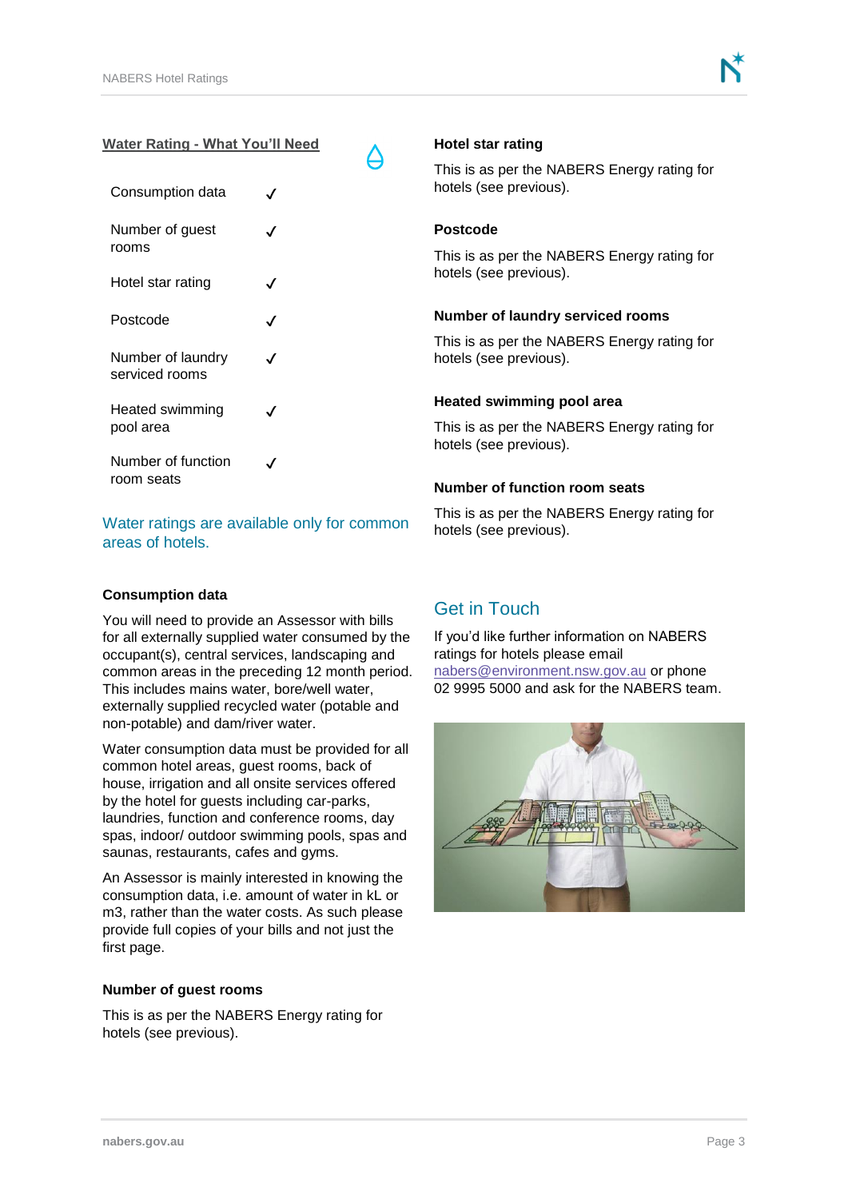## Water Rating - What You'll Need

| | |
|---|---|
| Consumption data | ✓ |
| Number of guest rooms | ✓ |
| Hotel star rating | ✓ |
| Postcode | ✓ |
| Number of laundry serviced rooms | ✓ |
| Heated swimming pool area | ✓ |
| Number of function room seats | ✓ |

Water ratings are available only for common areas of hotels.

### Consumption data

You will need to provide an Assessor with bills for all externally supplied water consumed by the occupant(s), central services, landscaping and common areas in the preceding 12 month period. This includes mains water, bore/well water, externally supplied recycled water (potable and non-potable) and dam/river water.

Water consumption data must be provided for all common hotel areas, guest rooms, back of house, irrigation and all onsite services offered by the hotel for guests including car-parks, laundries, function and conference rooms, day spas, indoor/ outdoor swimming pools, spas and saunas, restaurants, cafes and gyms.

An Assessor is mainly interested in knowing the consumption data, i.e. amount of water in kL or m3, rather than the water costs. As such please provide full copies of your bills and not just the first page.

### Number of guest rooms

This is as per the NABERS Energy rating for hotels (see previous).

### Hotel star rating

This is as per the NABERS Energy rating for hotels (see previous).

### Postcode

This is as per the NABERS Energy rating for hotels (see previous).

### Number of laundry serviced rooms

This is as per the NABERS Energy rating for hotels (see previous).

### Heated swimming pool area

This is as per the NABERS Energy rating for hotels (see previous).

### Number of function room seats

This is as per the NABERS Energy rating for hotels (see previous).

## Get in Touch

If you'd like further information on NABERS ratings for hotels please email nabers@environment.nsw.gov.au or phone 02 9995 5000 and ask for the NABERS team.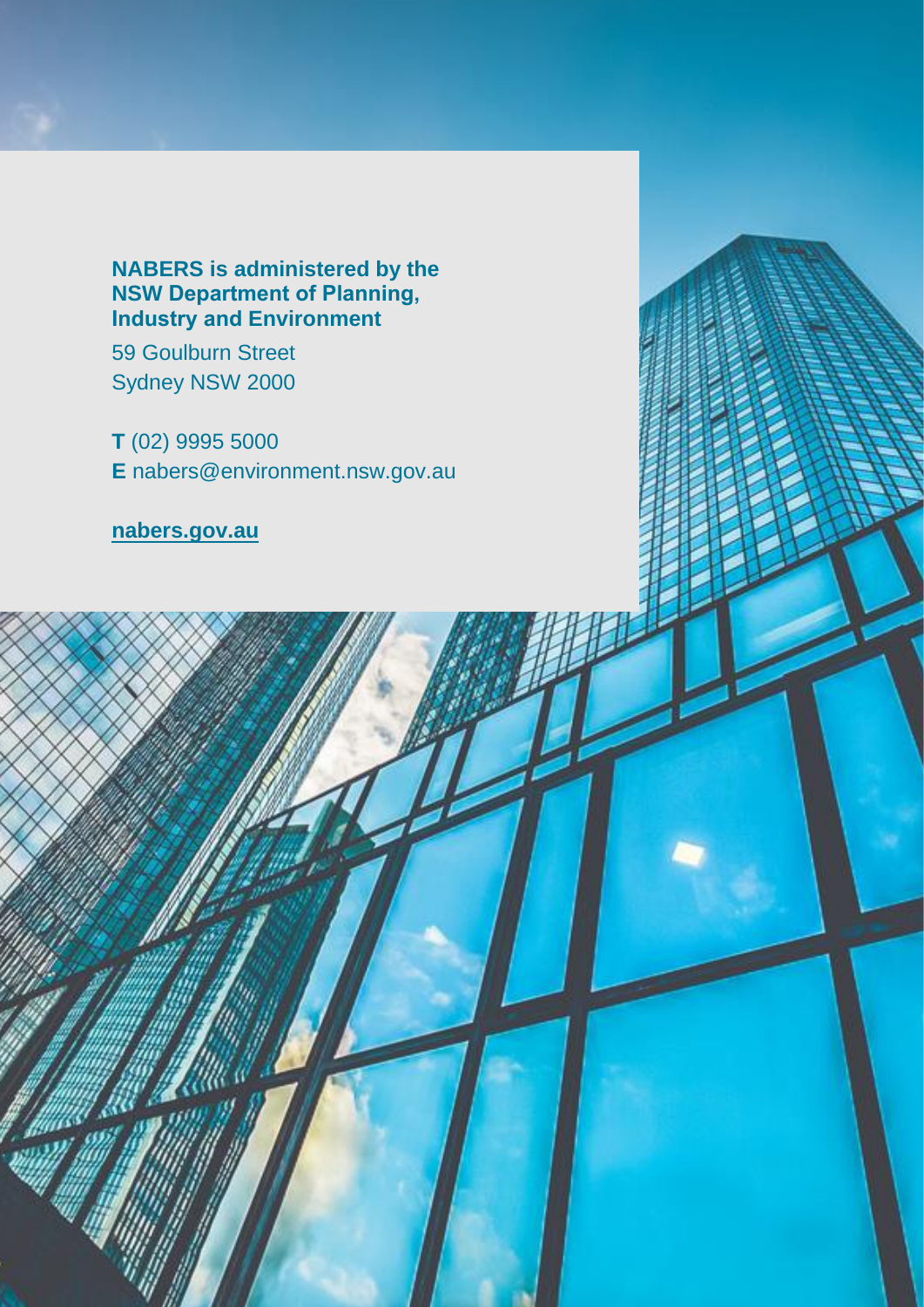**NABERS is administered by the NSW Department of Planning, Industry and Environment**

59 Goulburn Street
Sydney NSW 2000

**T** (02) 9995 5000
**E** nabers@environment.nsw.gov.au

**nabers.gov.au**